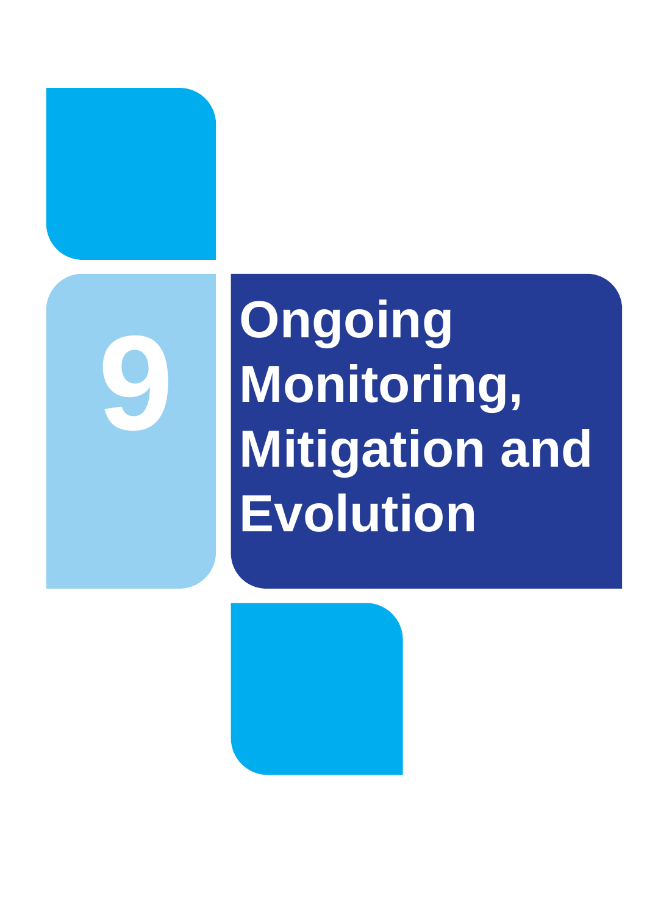# 9 Ongoing Monitoring, Mitigation and Evolution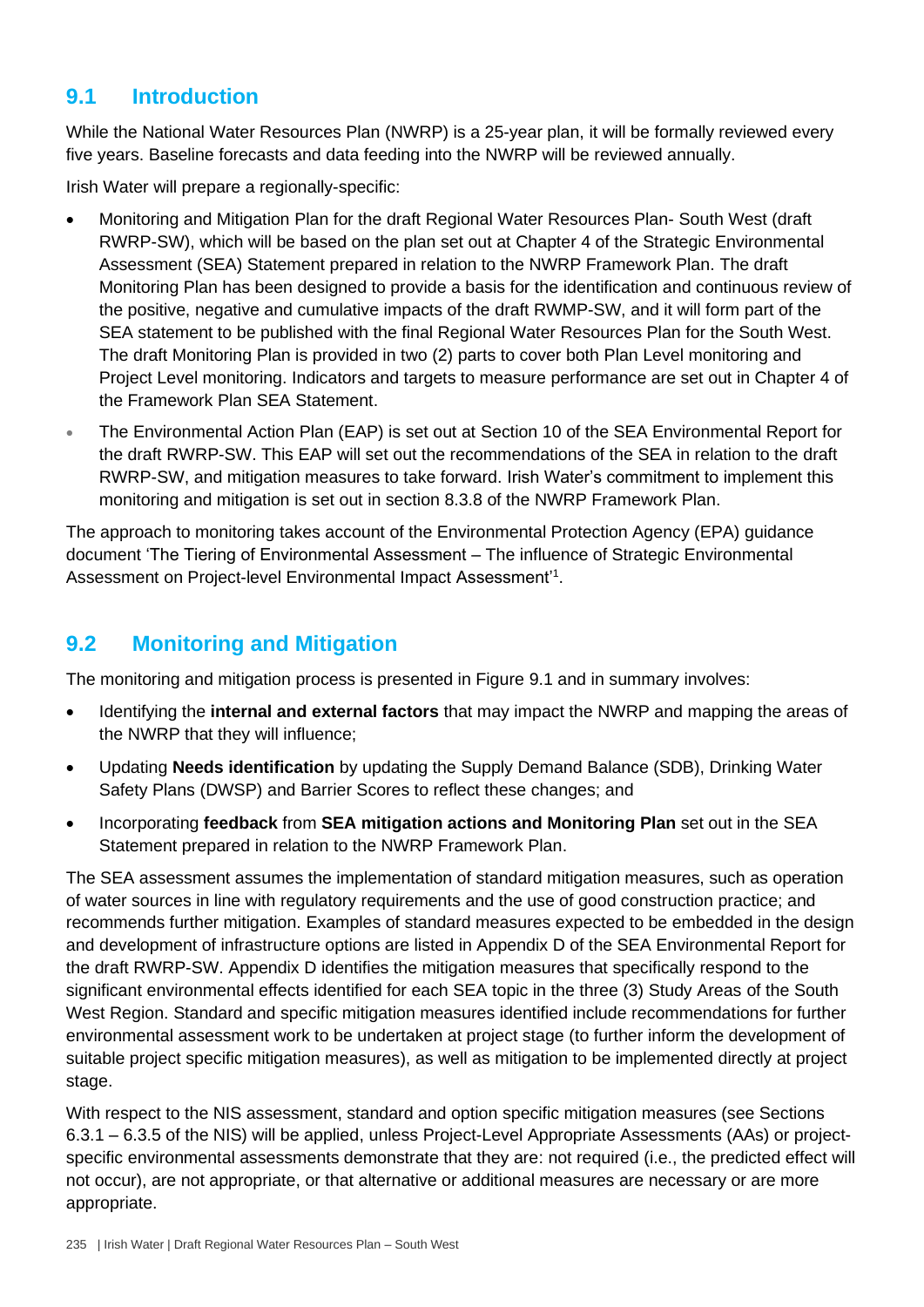## 9.1 Introduction

While the National Water Resources Plan (NWRP) is a 25-year plan, it will be formally reviewed every five years. Baseline forecasts and data feeding into the NWRP will be reviewed annually.

Irish Water will prepare a regionally-specific:

- Monitoring and Mitigation Plan for the draft Regional Water Resources Plan- South West (draft RWRP-SW), which will be based on the plan set out at Chapter 4 of the Strategic Environmental Assessment (SEA) Statement prepared in relation to the NWRP Framework Plan. The draft Monitoring Plan has been designed to provide a basis for the identification and continuous review of the positive, negative and cumulative impacts of the draft RWMP-SW, and it will form part of the SEA statement to be published with the final Regional Water Resources Plan for the South West. The draft Monitoring Plan is provided in two (2) parts to cover both Plan Level monitoring and Project Level monitoring. Indicators and targets to measure performance are set out in Chapter 4 of the Framework Plan SEA Statement.
- The Environmental Action Plan (EAP) is set out at Section 10 of the SEA Environmental Report for the draft RWRP-SW. This EAP will set out the recommendations of the SEA in relation to the draft RWRP-SW, and mitigation measures to take forward. Irish Water's commitment to implement this monitoring and mitigation is set out in section 8.3.8 of the NWRP Framework Plan.

The approach to monitoring takes account of the Environmental Protection Agency (EPA) guidance document 'The Tiering of Environmental Assessment – The influence of Strategic Environmental Assessment on Project-level Environmental Impact Assessment'[1].

## 9.2 Monitoring and Mitigation

The monitoring and mitigation process is presented in Figure 9.1 and in summary involves:

- Identifying the **internal and external factors** that may impact the NWRP and mapping the areas of the NWRP that they will influence;
- Updating **Needs identification** by updating the Supply Demand Balance (SDB), Drinking Water Safety Plans (DWSP) and Barrier Scores to reflect these changes; and
- Incorporating **feedback** from **SEA mitigation actions and Monitoring Plan** set out in the SEA Statement prepared in relation to the NWRP Framework Plan.

The SEA assessment assumes the implementation of standard mitigation measures, such as operation of water sources in line with regulatory requirements and the use of good construction practice; and recommends further mitigation. Examples of standard measures expected to be embedded in the design and development of infrastructure options are listed in Appendix D of the SEA Environmental Report for the draft RWRP-SW. Appendix D identifies the mitigation measures that specifically respond to the significant environmental effects identified for each SEA topic in the three (3) Study Areas of the South West Region. Standard and specific mitigation measures identified include recommendations for further environmental assessment work to be undertaken at project stage (to further inform the development of suitable project specific mitigation measures), as well as mitigation to be implemented directly at project stage.

With respect to the NIS assessment, standard and option specific mitigation measures (see Sections 6.3.1 – 6.3.5 of the NIS) will be applied, unless Project-Level Appropriate Assessments (AAs) or project-specific environmental assessments demonstrate that they are: not required (i.e., the predicted effect will not occur), are not appropriate, or that alternative or additional measures are necessary or are more appropriate.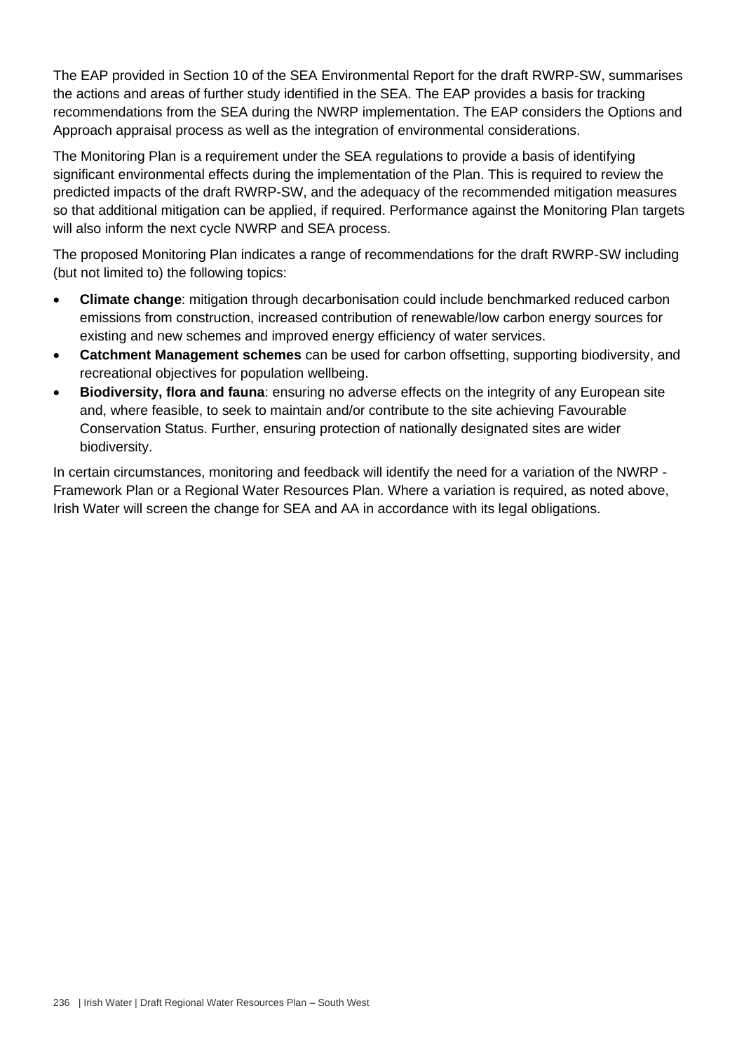The EAP provided in Section 10 of the SEA Environmental Report for the draft RWRP-SW, summarises the actions and areas of further study identified in the SEA. The EAP provides a basis for tracking recommendations from the SEA during the NWRP implementation. The EAP considers the Options and Approach appraisal process as well as the integration of environmental considerations.

The Monitoring Plan is a requirement under the SEA regulations to provide a basis of identifying significant environmental effects during the implementation of the Plan. This is required to review the predicted impacts of the draft RWRP-SW, and the adequacy of the recommended mitigation measures so that additional mitigation can be applied, if required. Performance against the Monitoring Plan targets will also inform the next cycle NWRP and SEA process.

The proposed Monitoring Plan indicates a range of recommendations for the draft RWRP-SW including (but not limited to) the following topics:

- **Climate change**: mitigation through decarbonisation could include benchmarked reduced carbon emissions from construction, increased contribution of renewable/low carbon energy sources for existing and new schemes and improved energy efficiency of water services.
- **Catchment Management schemes** can be used for carbon offsetting, supporting biodiversity, and recreational objectives for population wellbeing.
- **Biodiversity, flora and fauna**: ensuring no adverse effects on the integrity of any European site and, where feasible, to seek to maintain and/or contribute to the site achieving Favourable Conservation Status. Further, ensuring protection of nationally designated sites are wider biodiversity.

In certain circumstances, monitoring and feedback will identify the need for a variation of the NWRP - Framework Plan or a Regional Water Resources Plan. Where a variation is required, as noted above, Irish Water will screen the change for SEA and AA in accordance with its legal obligations.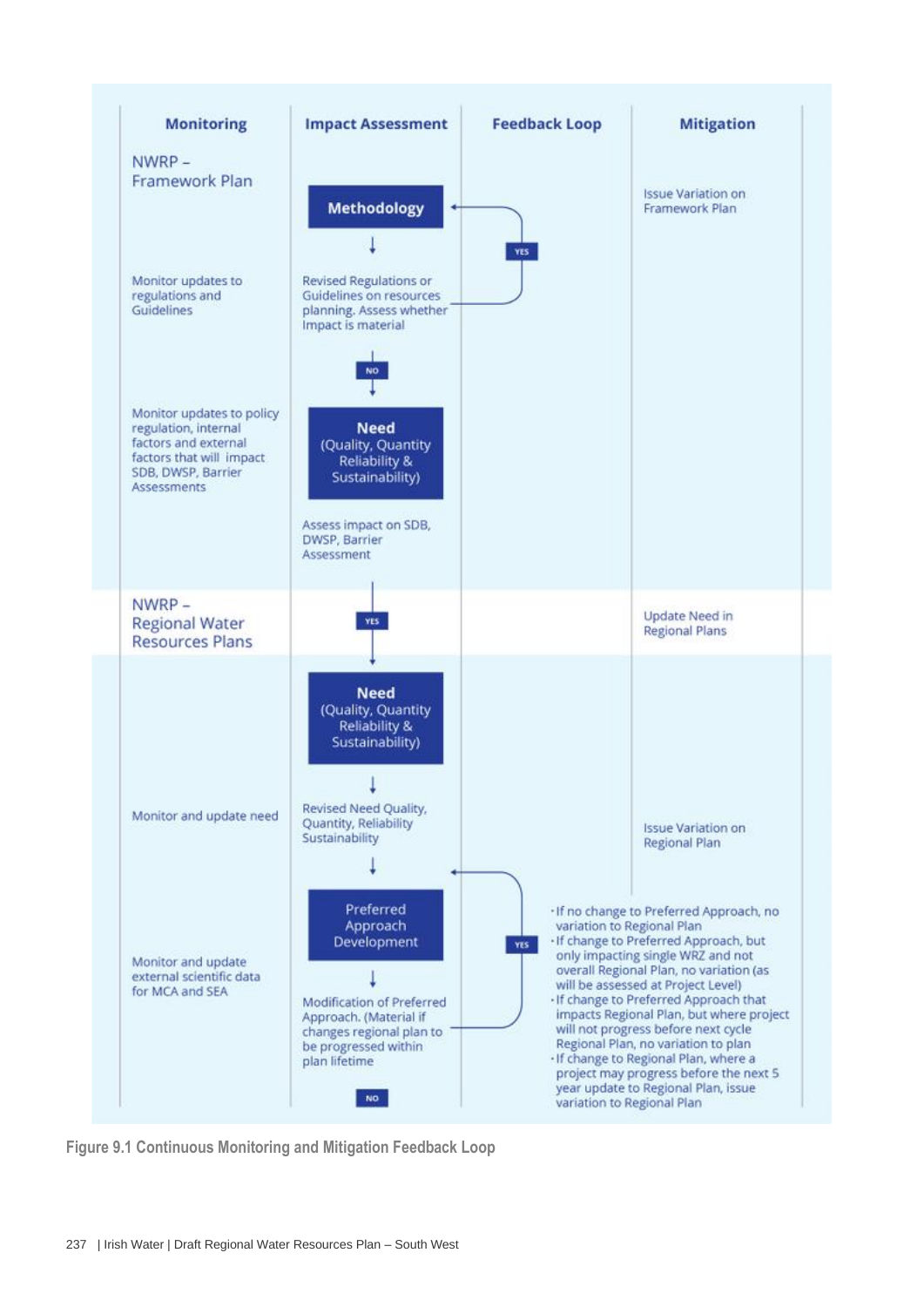| Monitoring | Impact Assessment | Feedback Loop | Mitigation |
|---|---|---|---|
| NWRP – Framework Plan | **Methodology** | | Issue Variation on Framework Plan |
| Monitor updates to regulations and Guidelines | Revised Regulations or Guidelines on resources planning. Assess whether Impact is material | YES (to Methodology) | |
| | NO | | |
| Monitor updates to policy regulation, internal factors and external factors that will impact SDB, DWSP, Barrier Assessments | **Need** (Quality, Quantity Reliability & Sustainability) | | |
| | Assess impact on SDB, DWSP, Barrier Assessment | | |
| NWRP – Regional Water Resources Plans | YES | | Update Need in Regional Plans |
| | **Need** (Quality, Quantity Reliability & Sustainability) | | |
| Monitor and update need | Revised Need Quality, Quantity, Reliability Sustainability | | Issue Variation on Regional Plan |
| Monitor and update external scientific data for MCA and SEA | Preferred Approach Development | YES (to Preferred Approach Development) | ·If no change to Preferred Approach, no variation to Regional Plan<br>·If change to Preferred Approach, but only impacting single WRZ and not overall Regional Plan, no variation (as will be assessed at Project Level)<br>·If change to Preferred Approach that impacts Regional Plan, but where project will not progress before next cycle Regional Plan, no variation to plan<br>·If change to Regional Plan, where a project may progress before the next 5 year update to Regional Plan, issue variation to Regional Plan |
| | Modification of Preferred Approach. (Material if changes regional plan to be progressed within plan lifetime | | |
| | NO | | |

**Figure 9.1 Continuous Monitoring and Mitigation Feedback Loop**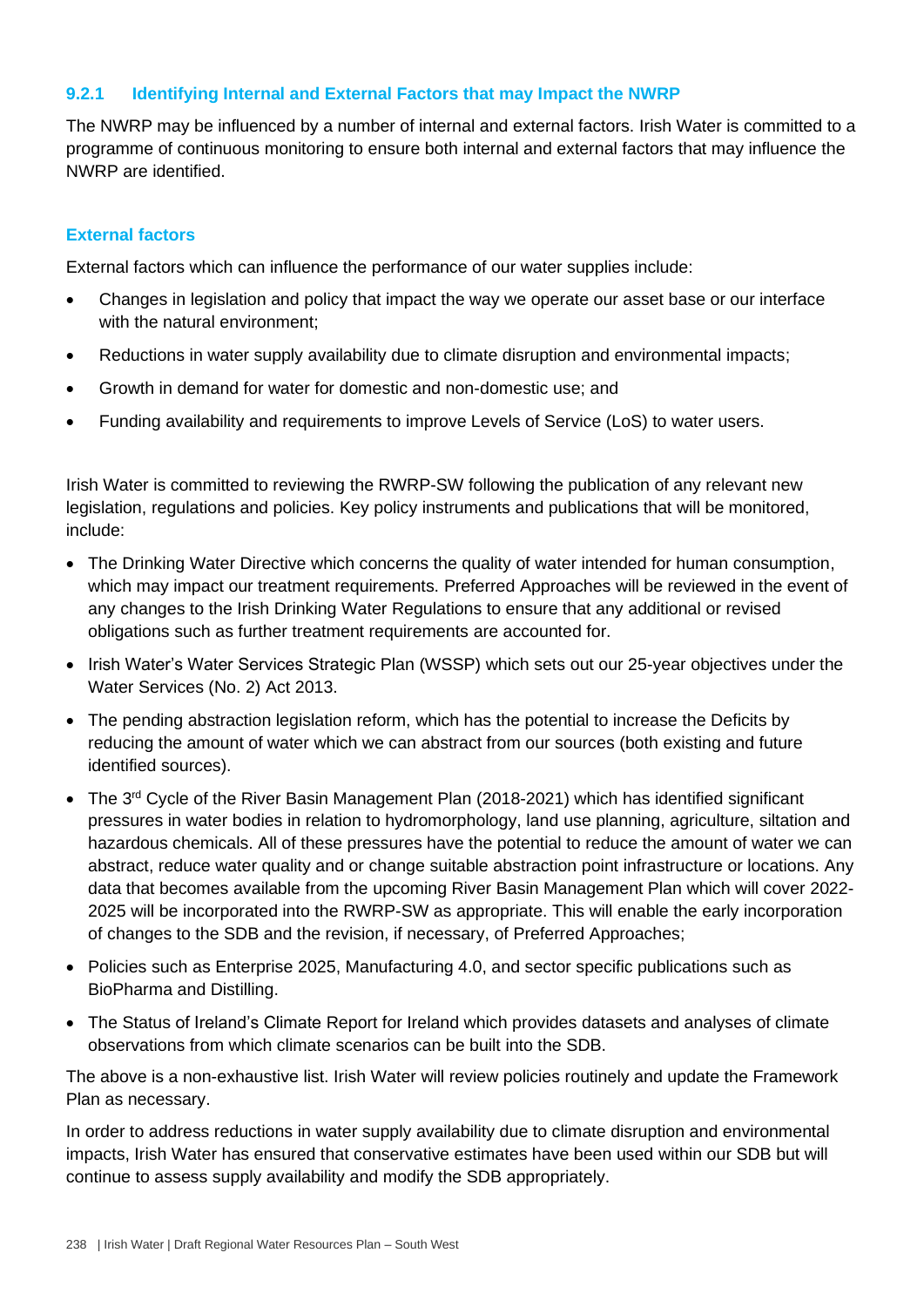### 9.2.1 Identifying Internal and External Factors that may Impact the NWRP

The NWRP may be influenced by a number of internal and external factors. Irish Water is committed to a programme of continuous monitoring to ensure both internal and external factors that may influence the NWRP are identified.

#### External factors

External factors which can influence the performance of our water supplies include:

- Changes in legislation and policy that impact the way we operate our asset base or our interface with the natural environment;
- Reductions in water supply availability due to climate disruption and environmental impacts;
- Growth in demand for water for domestic and non-domestic use; and
- Funding availability and requirements to improve Levels of Service (LoS) to water users.

Irish Water is committed to reviewing the RWRP-SW following the publication of any relevant new legislation, regulations and policies. Key policy instruments and publications that will be monitored, include:

- The Drinking Water Directive which concerns the quality of water intended for human consumption, which may impact our treatment requirements. Preferred Approaches will be reviewed in the event of any changes to the Irish Drinking Water Regulations to ensure that any additional or revised obligations such as further treatment requirements are accounted for.
- Irish Water's Water Services Strategic Plan (WSSP) which sets out our 25-year objectives under the Water Services (No. 2) Act 2013.
- The pending abstraction legislation reform, which has the potential to increase the Deficits by reducing the amount of water which we can abstract from our sources (both existing and future identified sources).
- The 3rd Cycle of the River Basin Management Plan (2018-2021) which has identified significant pressures in water bodies in relation to hydromorphology, land use planning, agriculture, siltation and hazardous chemicals. All of these pressures have the potential to reduce the amount of water we can abstract, reduce water quality and or change suitable abstraction point infrastructure or locations. Any data that becomes available from the upcoming River Basin Management Plan which will cover 2022-2025 will be incorporated into the RWRP-SW as appropriate. This will enable the early incorporation of changes to the SDB and the revision, if necessary, of Preferred Approaches;
- Policies such as Enterprise 2025, Manufacturing 4.0, and sector specific publications such as BioPharma and Distilling.
- The Status of Ireland's Climate Report for Ireland which provides datasets and analyses of climate observations from which climate scenarios can be built into the SDB.

The above is a non-exhaustive list. Irish Water will review policies routinely and update the Framework Plan as necessary.

In order to address reductions in water supply availability due to climate disruption and environmental impacts, Irish Water has ensured that conservative estimates have been used within our SDB but will continue to assess supply availability and modify the SDB appropriately.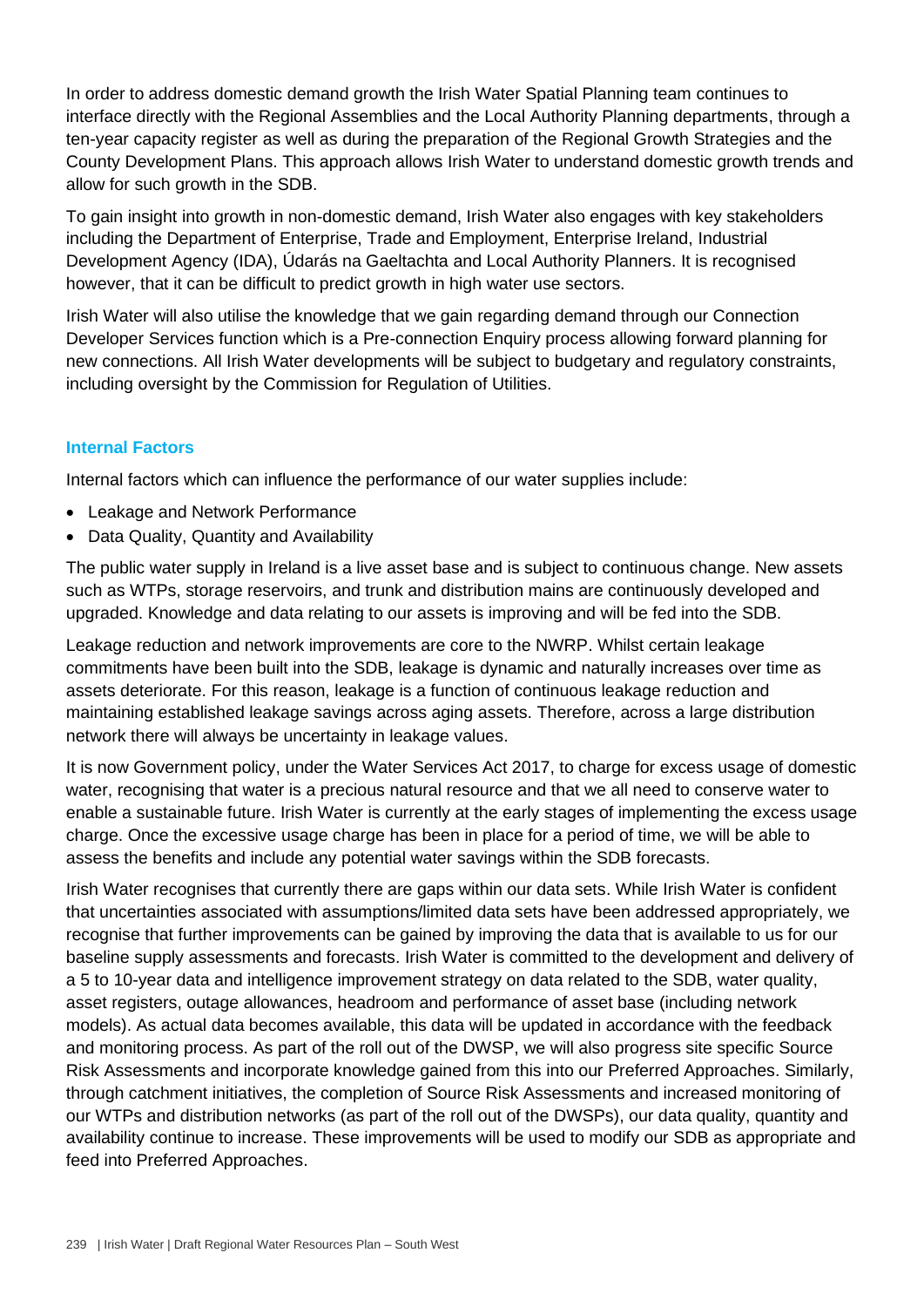In order to address domestic demand growth the Irish Water Spatial Planning team continues to interface directly with the Regional Assemblies and the Local Authority Planning departments, through a ten-year capacity register as well as during the preparation of the Regional Growth Strategies and the County Development Plans. This approach allows Irish Water to understand domestic growth trends and allow for such growth in the SDB.

To gain insight into growth in non-domestic demand, Irish Water also engages with key stakeholders including the Department of Enterprise, Trade and Employment, Enterprise Ireland, Industrial Development Agency (IDA), Údarás na Gaeltachta and Local Authority Planners. It is recognised however, that it can be difficult to predict growth in high water use sectors.

Irish Water will also utilise the knowledge that we gain regarding demand through our Connection Developer Services function which is a Pre-connection Enquiry process allowing forward planning for new connections. All Irish Water developments will be subject to budgetary and regulatory constraints, including oversight by the Commission for Regulation of Utilities.

### Internal Factors

Internal factors which can influence the performance of our water supplies include:

- Leakage and Network Performance
- Data Quality, Quantity and Availability

The public water supply in Ireland is a live asset base and is subject to continuous change. New assets such as WTPs, storage reservoirs, and trunk and distribution mains are continuously developed and upgraded. Knowledge and data relating to our assets is improving and will be fed into the SDB.

Leakage reduction and network improvements are core to the NWRP. Whilst certain leakage commitments have been built into the SDB, leakage is dynamic and naturally increases over time as assets deteriorate. For this reason, leakage is a function of continuous leakage reduction and maintaining established leakage savings across aging assets. Therefore, across a large distribution network there will always be uncertainty in leakage values.

It is now Government policy, under the Water Services Act 2017, to charge for excess usage of domestic water, recognising that water is a precious natural resource and that we all need to conserve water to enable a sustainable future. Irish Water is currently at the early stages of implementing the excess usage charge. Once the excessive usage charge has been in place for a period of time, we will be able to assess the benefits and include any potential water savings within the SDB forecasts.

Irish Water recognises that currently there are gaps within our data sets. While Irish Water is confident that uncertainties associated with assumptions/limited data sets have been addressed appropriately, we recognise that further improvements can be gained by improving the data that is available to us for our baseline supply assessments and forecasts. Irish Water is committed to the development and delivery of a 5 to 10-year data and intelligence improvement strategy on data related to the SDB, water quality, asset registers, outage allowances, headroom and performance of asset base (including network models). As actual data becomes available, this data will be updated in accordance with the feedback and monitoring process. As part of the roll out of the DWSP, we will also progress site specific Source Risk Assessments and incorporate knowledge gained from this into our Preferred Approaches. Similarly, through catchment initiatives, the completion of Source Risk Assessments and increased monitoring of our WTPs and distribution networks (as part of the roll out of the DWSPs), our data quality, quantity and availability continue to increase. These improvements will be used to modify our SDB as appropriate and feed into Preferred Approaches.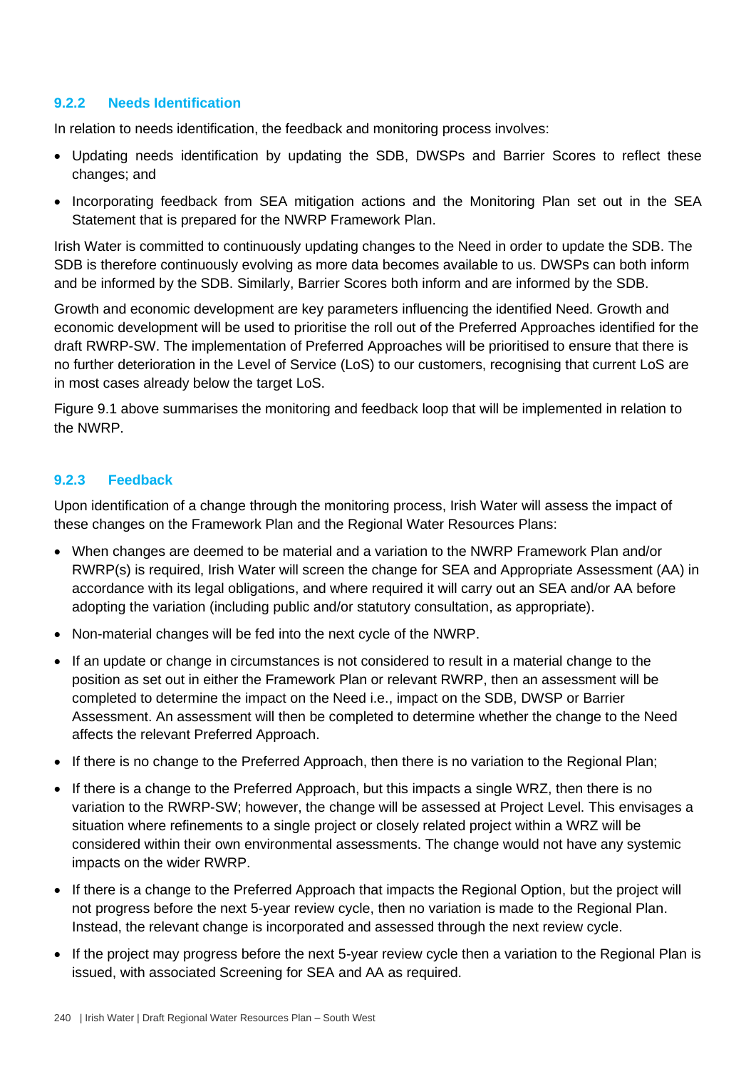### 9.2.2 Needs Identification

In relation to needs identification, the feedback and monitoring process involves:

- Updating needs identification by updating the SDB, DWSPs and Barrier Scores to reflect these changes; and
- Incorporating feedback from SEA mitigation actions and the Monitoring Plan set out in the SEA Statement that is prepared for the NWRP Framework Plan.

Irish Water is committed to continuously updating changes to the Need in order to update the SDB. The SDB is therefore continuously evolving as more data becomes available to us. DWSPs can both inform and be informed by the SDB. Similarly, Barrier Scores both inform and are informed by the SDB.

Growth and economic development are key parameters influencing the identified Need. Growth and economic development will be used to prioritise the roll out of the Preferred Approaches identified for the draft RWRP-SW. The implementation of Preferred Approaches will be prioritised to ensure that there is no further deterioration in the Level of Service (LoS) to our customers, recognising that current LoS are in most cases already below the target LoS.

Figure 9.1 above summarises the monitoring and feedback loop that will be implemented in relation to the NWRP.

### 9.2.3 Feedback

Upon identification of a change through the monitoring process, Irish Water will assess the impact of these changes on the Framework Plan and the Regional Water Resources Plans:

- When changes are deemed to be material and a variation to the NWRP Framework Plan and/or RWRP(s) is required, Irish Water will screen the change for SEA and Appropriate Assessment (AA) in accordance with its legal obligations, and where required it will carry out an SEA and/or AA before adopting the variation (including public and/or statutory consultation, as appropriate).
- Non-material changes will be fed into the next cycle of the NWRP.
- If an update or change in circumstances is not considered to result in a material change to the position as set out in either the Framework Plan or relevant RWRP, then an assessment will be completed to determine the impact on the Need i.e., impact on the SDB, DWSP or Barrier Assessment. An assessment will then be completed to determine whether the change to the Need affects the relevant Preferred Approach.
- If there is no change to the Preferred Approach, then there is no variation to the Regional Plan;
- If there is a change to the Preferred Approach, but this impacts a single WRZ, then there is no variation to the RWRP-SW; however, the change will be assessed at Project Level. This envisages a situation where refinements to a single project or closely related project within a WRZ will be considered within their own environmental assessments. The change would not have any systemic impacts on the wider RWRP.
- If there is a change to the Preferred Approach that impacts the Regional Option, but the project will not progress before the next 5-year review cycle, then no variation is made to the Regional Plan. Instead, the relevant change is incorporated and assessed through the next review cycle.
- If the project may progress before the next 5-year review cycle then a variation to the Regional Plan is issued, with associated Screening for SEA and AA as required.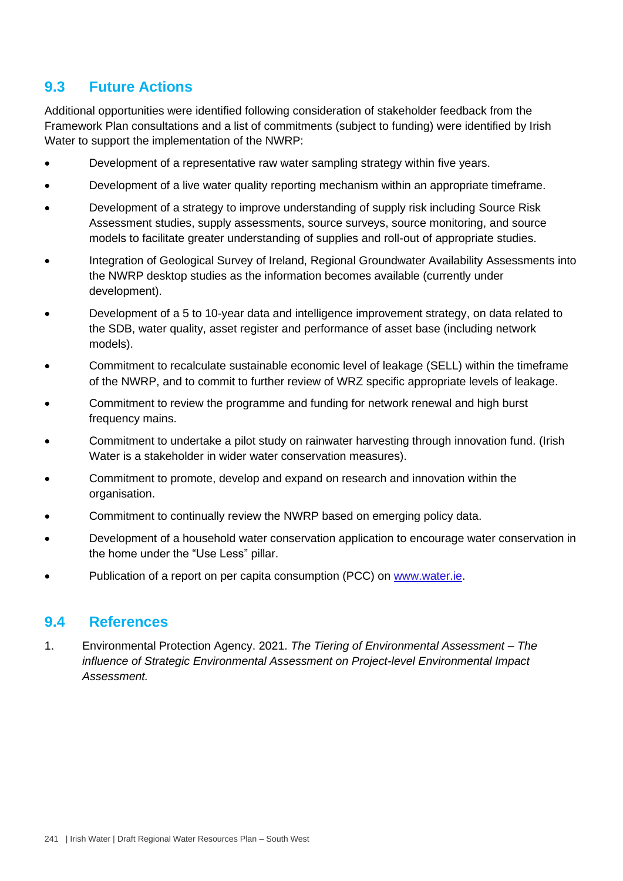## 9.3 Future Actions

Additional opportunities were identified following consideration of stakeholder feedback from the Framework Plan consultations and a list of commitments (subject to funding) were identified by Irish Water to support the implementation of the NWRP:

- Development of a representative raw water sampling strategy within five years.
- Development of a live water quality reporting mechanism within an appropriate timeframe.
- Development of a strategy to improve understanding of supply risk including Source Risk Assessment studies, supply assessments, source surveys, source monitoring, and source models to facilitate greater understanding of supplies and roll-out of appropriate studies.
- Integration of Geological Survey of Ireland, Regional Groundwater Availability Assessments into the NWRP desktop studies as the information becomes available (currently under development).
- Development of a 5 to 10-year data and intelligence improvement strategy, on data related to the SDB, water quality, asset register and performance of asset base (including network models).
- Commitment to recalculate sustainable economic level of leakage (SELL) within the timeframe of the NWRP, and to commit to further review of WRZ specific appropriate levels of leakage.
- Commitment to review the programme and funding for network renewal and high burst frequency mains.
- Commitment to undertake a pilot study on rainwater harvesting through innovation fund. (Irish Water is a stakeholder in wider water conservation measures).
- Commitment to promote, develop and expand on research and innovation within the organisation.
- Commitment to continually review the NWRP based on emerging policy data.
- Development of a household water conservation application to encourage water conservation in the home under the “Use Less” pillar.
- Publication of a report on per capita consumption (PCC) on [www.water.ie](http://www.water.ie).

## 9.4 References

1. Environmental Protection Agency. 2021. *The Tiering of Environmental Assessment – The influence of Strategic Environmental Assessment on Project-level Environmental Impact Assessment.*